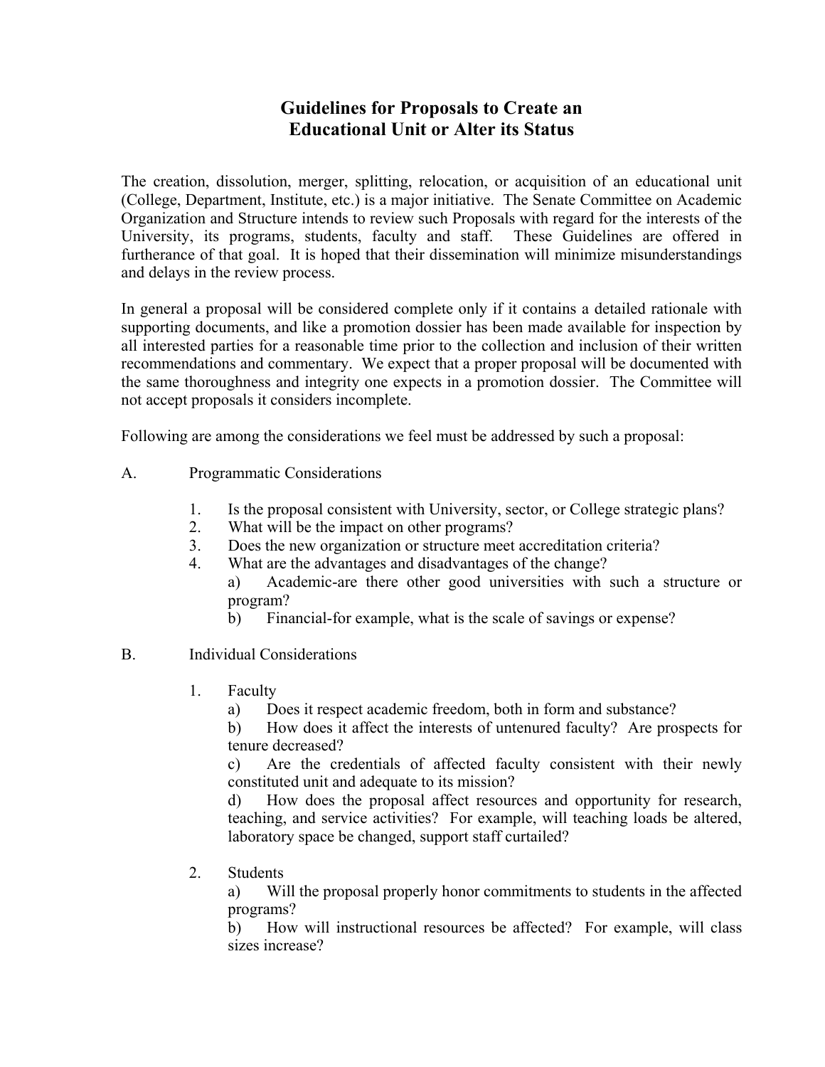# Guidelines for Proposals to Create an Educational Unit or Alter its Status

The creation, dissolution, merger, splitting, relocation, or acquisition of an educational unit (College, Department, Institute, etc.) is a major initiative. The Senate Committee on Academic Organization and Structure intends to review such Proposals with regard for the interests of the University, its programs, students, faculty and staff. These Guidelines are offered in furtherance of that goal. It is hoped that their dissemination will minimize misunderstandings and delays in the review process.

In general a proposal will be considered complete only if it contains a detailed rationale with supporting documents, and like a promotion dossier has been made available for inspection by all interested parties for a reasonable time prior to the collection and inclusion of their written recommendations and commentary. We expect that a proper proposal will be documented with the same thoroughness and integrity one expects in a promotion dossier. The Committee will not accept proposals it considers incomplete.

Following are among the considerations we feel must be addressed by such a proposal:

A. Programmatic Considerations

1. Is the proposal consistent with University, sector, or College strategic plans?
2. What will be the impact on other programs?
3. Does the new organization or structure meet accreditation criteria?
4. What are the advantages and disadvantages of the change?
   - a) Academic-are there other good universities with such a structure or program?
   - b) Financial-for example, what is the scale of savings or expense?

B. Individual Considerations

1. Faculty
   - a) Does it respect academic freedom, both in form and substance?
   - b) How does it affect the interests of untenured faculty? Are prospects for tenure decreased?
   - c) Are the credentials of affected faculty consistent with their newly constituted unit and adequate to its mission?
   - d) How does the proposal affect resources and opportunity for research, teaching, and service activities? For example, will teaching loads be altered, laboratory space be changed, support staff curtailed?

2. Students
   - a) Will the proposal properly honor commitments to students in the affected programs?
   - b) How will instructional resources be affected? For example, will class sizes increase?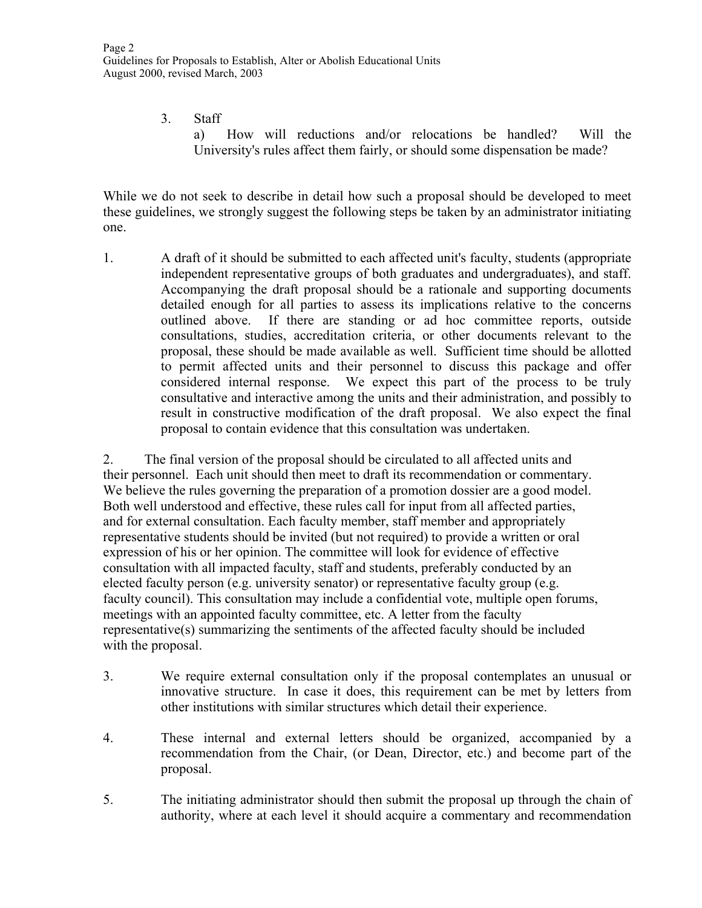3. Staff

   a) How will reductions and/or relocations be handled? Will the University's rules affect them fairly, or should some dispensation be made?

While we do not seek to describe in detail how such a proposal should be developed to meet these guidelines, we strongly suggest the following steps be taken by an administrator initiating one.

1. A draft of it should be submitted to each affected unit's faculty, students (appropriate independent representative groups of both graduates and undergraduates), and staff. Accompanying the draft proposal should be a rationale and supporting documents detailed enough for all parties to assess its implications relative to the concerns outlined above. If there are standing or ad hoc committee reports, outside consultations, studies, accreditation criteria, or other documents relevant to the proposal, these should be made available as well. Sufficient time should be allotted to permit affected units and their personnel to discuss this package and offer considered internal response. We expect this part of the process to be truly consultative and interactive among the units and their administration, and possibly to result in constructive modification of the draft proposal. We also expect the final proposal to contain evidence that this consultation was undertaken.

2. The final version of the proposal should be circulated to all affected units and their personnel. Each unit should then meet to draft its recommendation or commentary. We believe the rules governing the preparation of a promotion dossier are a good model. Both well understood and effective, these rules call for input from all affected parties, and for external consultation. Each faculty member, staff member and appropriately representative students should be invited (but not required) to provide a written or oral expression of his or her opinion. The committee will look for evidence of effective consultation with all impacted faculty, staff and students, preferably conducted by an elected faculty person (e.g. university senator) or representative faculty group (e.g. faculty council). This consultation may include a confidential vote, multiple open forums, meetings with an appointed faculty committee, etc. A letter from the faculty representative(s) summarizing the sentiments of the affected faculty should be included with the proposal.

3. We require external consultation only if the proposal contemplates an unusual or innovative structure. In case it does, this requirement can be met by letters from other institutions with similar structures which detail their experience.

4. These internal and external letters should be organized, accompanied by a recommendation from the Chair, (or Dean, Director, etc.) and become part of the proposal.

5. The initiating administrator should then submit the proposal up through the chain of authority, where at each level it should acquire a commentary and recommendation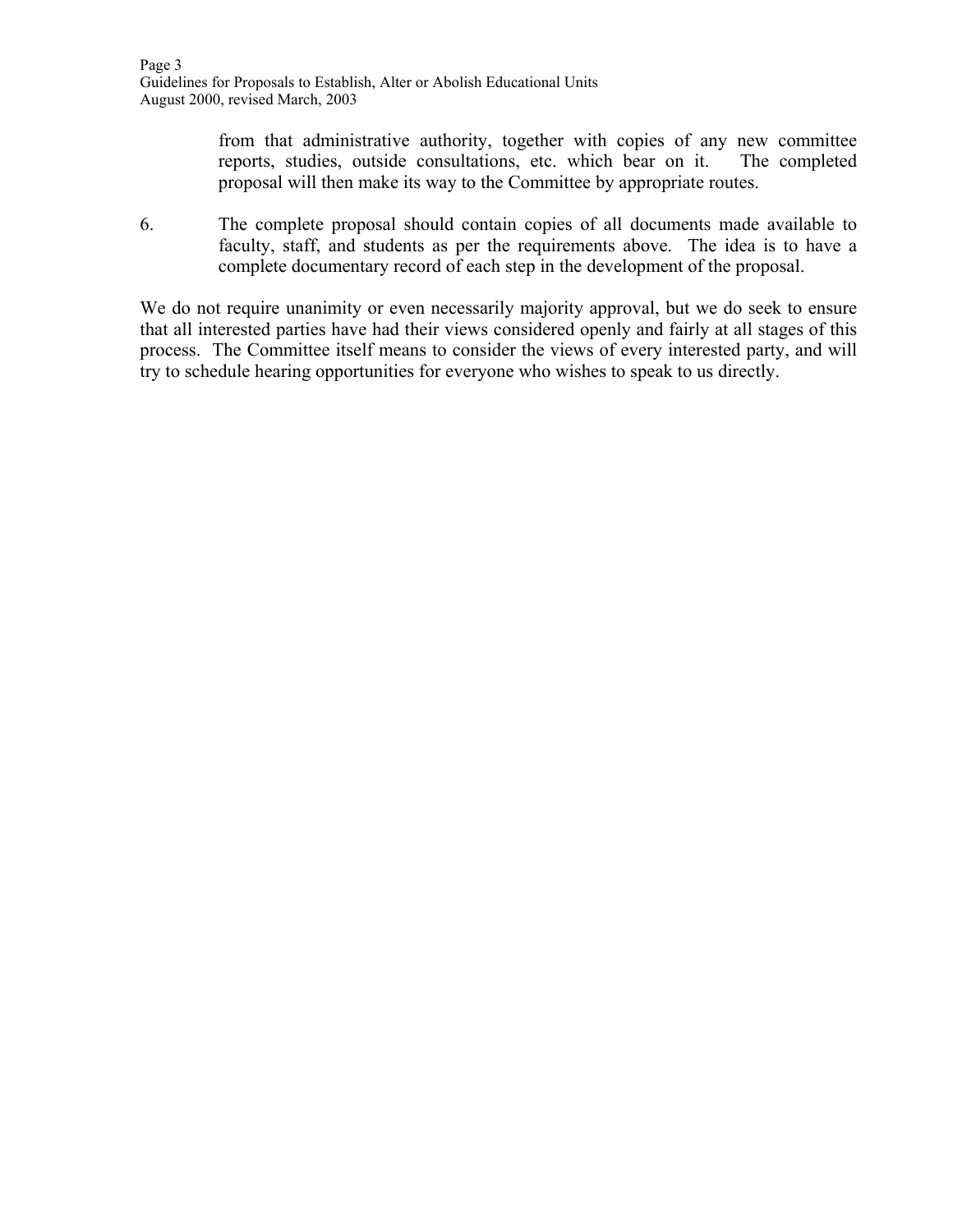from that administrative authority, together with copies of any new committee reports, studies, outside consultations, etc. which bear on it. The completed proposal will then make its way to the Committee by appropriate routes.

6. The complete proposal should contain copies of all documents made available to faculty, staff, and students as per the requirements above. The idea is to have a complete documentary record of each step in the development of the proposal.

We do not require unanimity or even necessarily majority approval, but we do seek to ensure that all interested parties have had their views considered openly and fairly at all stages of this process. The Committee itself means to consider the views of every interested party, and will try to schedule hearing opportunities for everyone who wishes to speak to us directly.